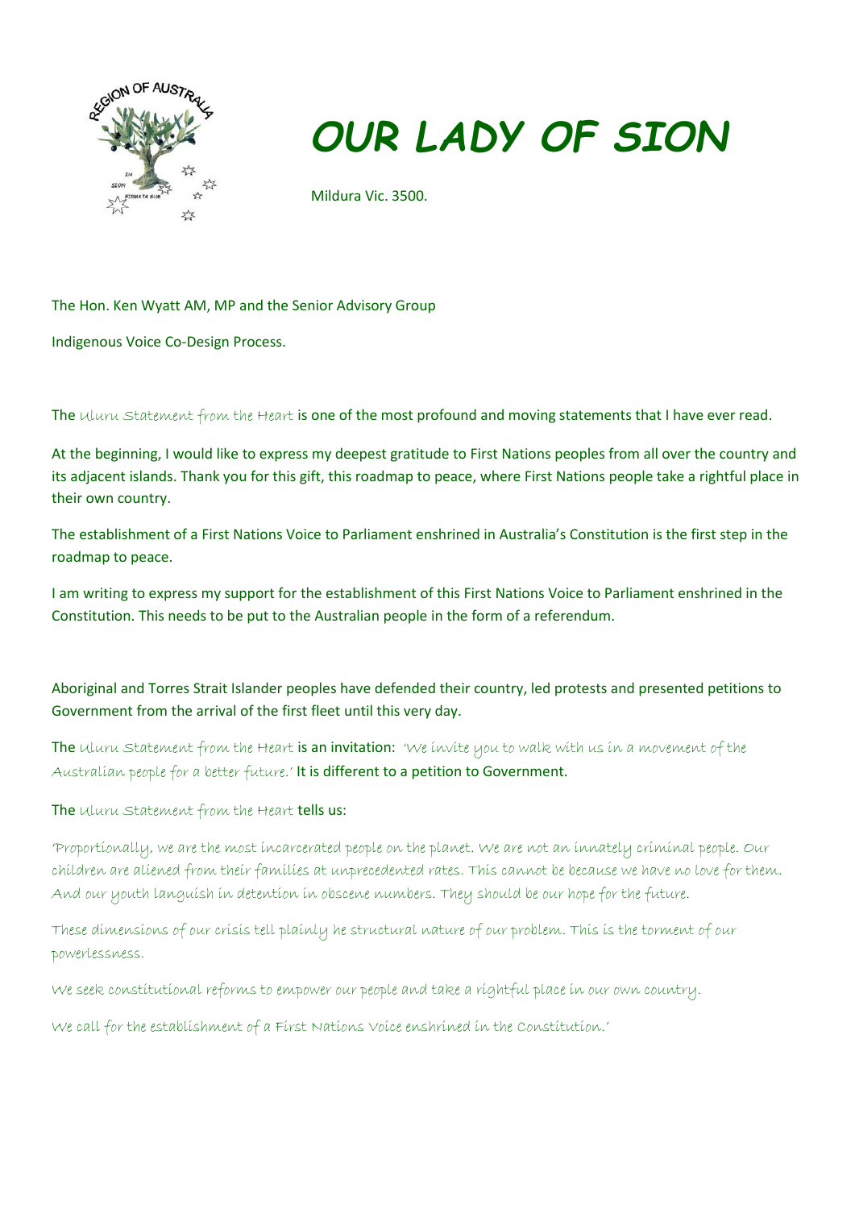# OUR LADY OF SION

Mildura Vic. 3500.

The Hon. Ken Wyatt AM, MP and the Senior Advisory Group

Indigenous Voice Co-Design Process.

The *Uluru Statement from the Heart* is one of the most profound and moving statements that I have ever read.

At the beginning, I would like to express my deepest gratitude to First Nations peoples from all over the country and its adjacent islands. Thank you for this gift, this roadmap to peace, where First Nations people take a rightful place in their own country.

The establishment of a First Nations Voice to Parliament enshrined in Australia's Constitution is the first step in the roadmap to peace.

I am writing to express my support for the establishment of this First Nations Voice to Parliament enshrined in the Constitution. This needs to be put to the Australian people in the form of a referendum.

Aboriginal and Torres Strait Islander peoples have defended their country, led protests and presented petitions to Government from the arrival of the first fleet until this very day.

The *Uluru Statement from the Heart* is an invitation: *'We invite you to walk with us in a movement of the Australian people for a better future.'* It is different to a petition to Government.

The *Uluru Statement from the Heart* tells us:

*'Proportionally, we are the most incarcerated people on the planet. We are not an innately criminal people. Our children are aliened from their families at unprecedented rates. This cannot be because we have no love for them. And our youth languish in detention in obscene numbers. They should be our hope for the future.*

*These dimensions of our crisis tell plainly he structural nature of our problem. This is the torment of our powerlessness.*

*We seek constitutional reforms to empower our people and take a rightful place in our own country.*

*We call for the establishment of a First Nations Voice enshrined in the Constitution.'*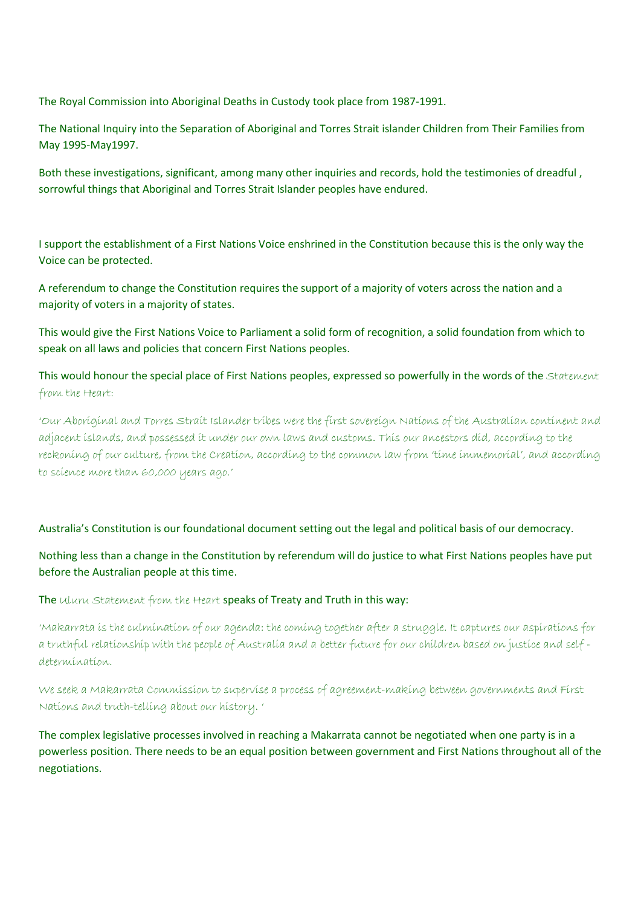The Royal Commission into Aboriginal Deaths in Custody took place from 1987-1991.

The National Inquiry into the Separation of Aboriginal and Torres Strait islander Children from Their Families from May 1995-May1997.

Both these investigations, significant, among many other inquiries and records, hold the testimonies of dreadful , sorrowful things that Aboriginal and Torres Strait Islander peoples have endured.

I support the establishment of a First Nations Voice enshrined in the Constitution because this is the only way the Voice can be protected.

A referendum to change the Constitution requires the support of a majority of voters across the nation and a majority of voters in a majority of states.

This would give the First Nations Voice to Parliament a solid form of recognition, a solid foundation from which to speak on all laws and policies that concern First Nations peoples.

This would honour the special place of First Nations peoples, expressed so powerfully in the words of the *Statement from the Heart*:

*'Our Aboriginal and Torres Strait Islander tribes were the first sovereign Nations of the Australian continent and adjacent islands, and possessed it under our own laws and customs. This our ancestors did, according to the reckoning of our culture, from the Creation, according to the common law from 'time immemorial', and according to science more than 60,000 years ago.'*

Australia's Constitution is our foundational document setting out the legal and political basis of our democracy.

Nothing less than a change in the Constitution by referendum will do justice to what First Nations peoples have put before the Australian people at this time.

The *Uluru Statement from the Heart* speaks of Treaty and Truth in this way:

*'Makarrata is the culmination of our agenda: the coming together after a struggle. It captures our aspirations for a truthful relationship with the people of Australia and a better future for our children based on justice and self - determination.*

*We seek a Makarrata Commission to supervise a process of agreement-making between governments and First Nations and truth-telling about our history. '*

The complex legislative processes involved in reaching a Makarrata cannot be negotiated when one party is in a powerless position. There needs to be an equal position between government and First Nations throughout all of the negotiations.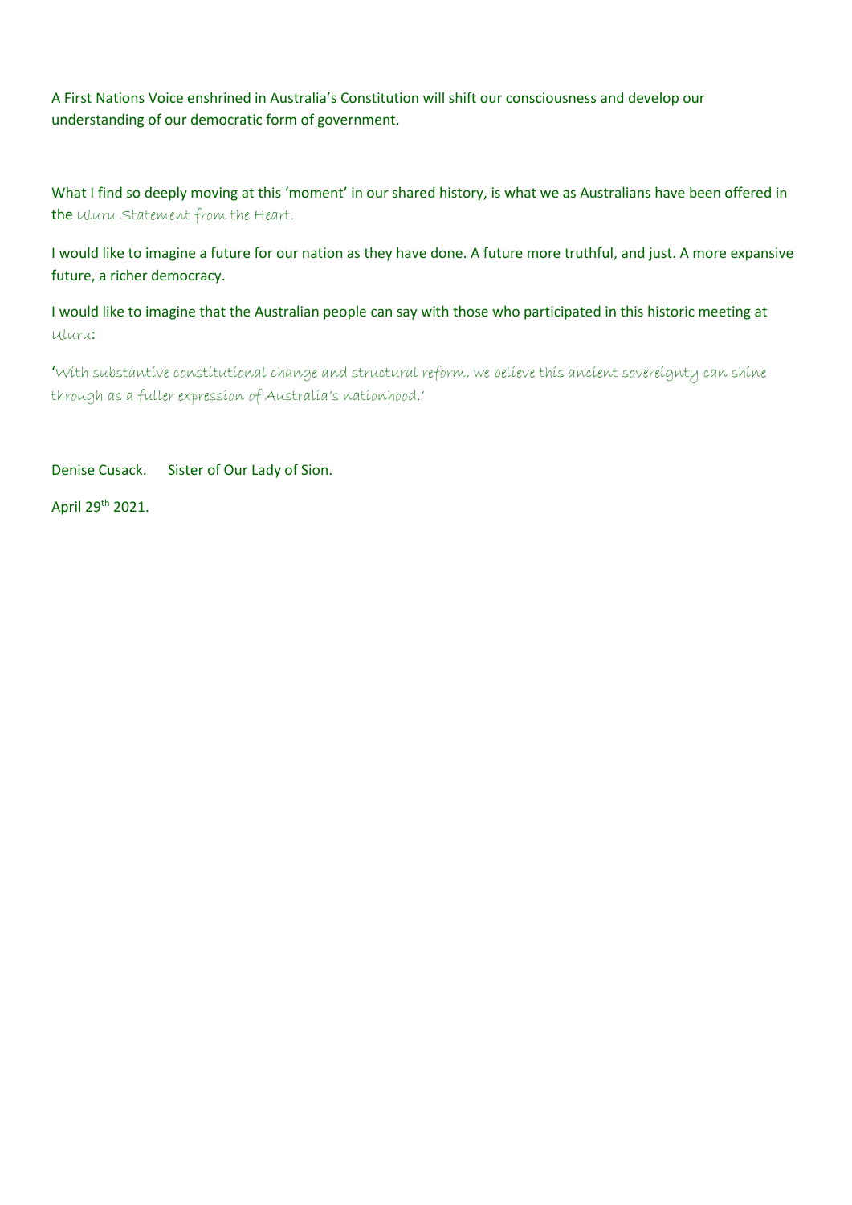A First Nations Voice enshrined in Australia's Constitution will shift our consciousness and develop our understanding of our democratic form of government.

What I find so deeply moving at this 'moment' in our shared history, is what we as Australians have been offered in the *Uluru Statement from the Heart.*

I would like to imagine a future for our nation as they have done. A future more truthful, and just. A more expansive future, a richer democracy.

I would like to imagine that the Australian people can say with those who participated in this historic meeting at *Uluru*:

'*With substantive constitutional change and structural reform, we believe this ancient sovereignty can shine through as a fuller expression of Australia's nationhood.*'

Denise Cusack. Sister of Our Lady of Sion.

April 29th 2021.